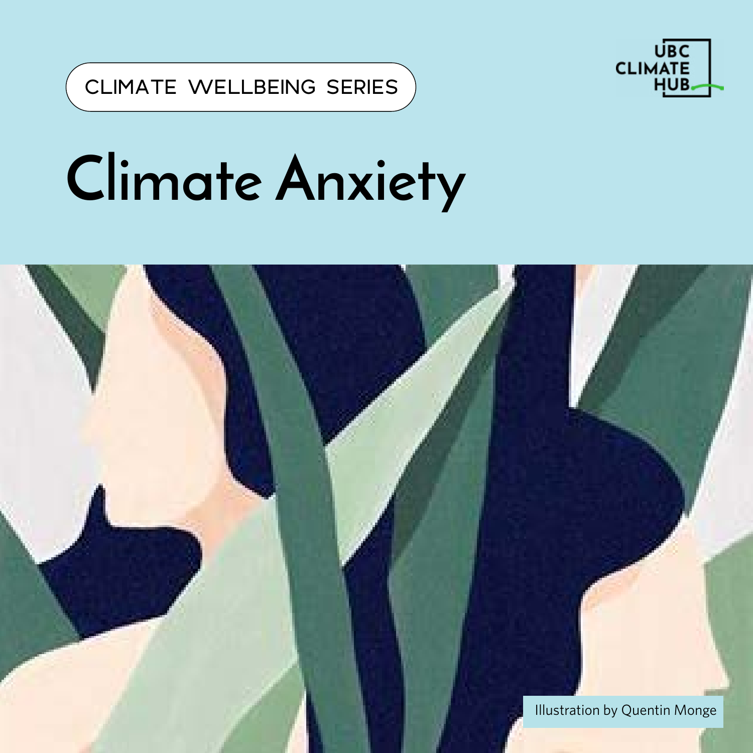CLIMATE WELLBEING SERIES

UBC CLIMATE HUB

# Climate Anxiety

Illustration by Quentin Monge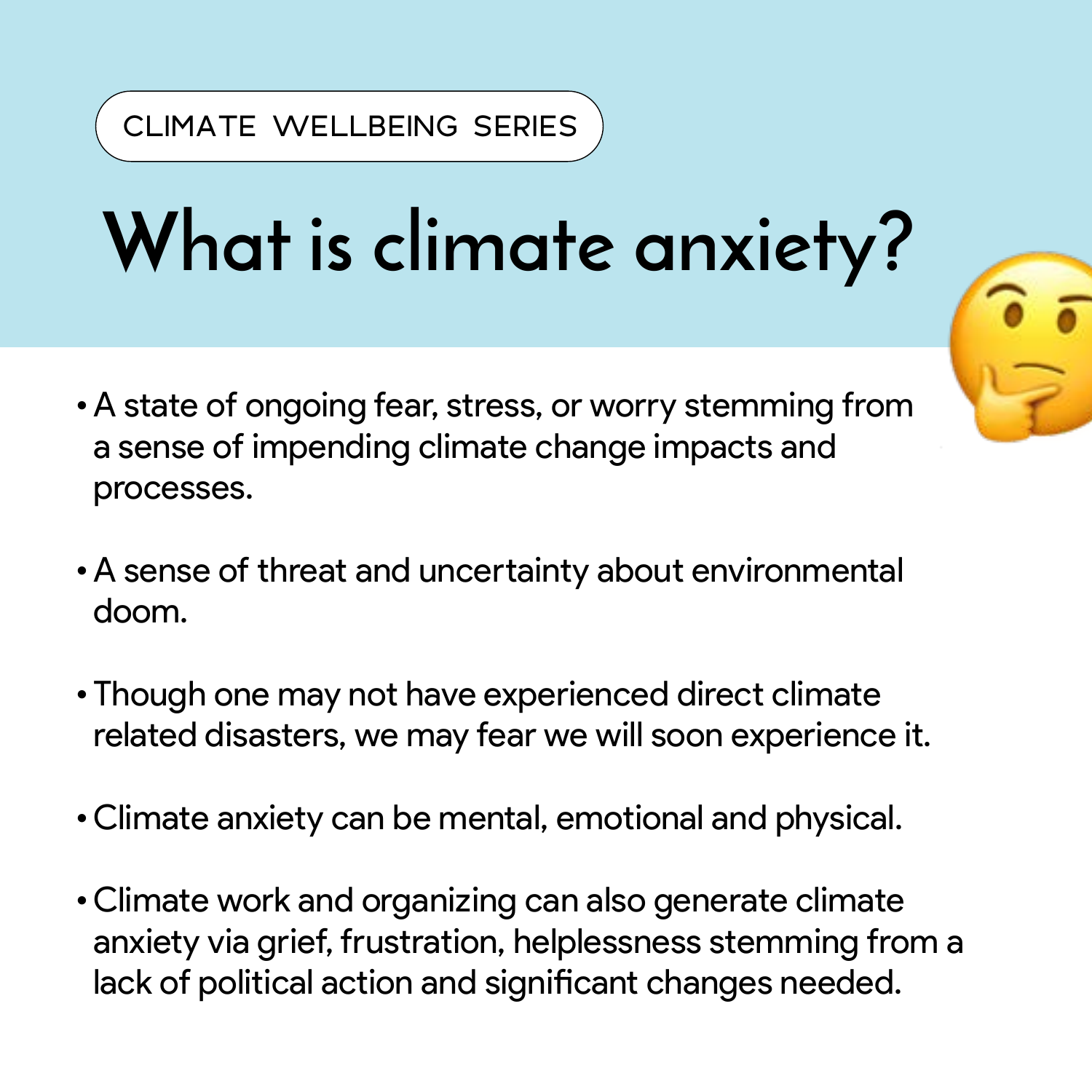CLIMATE WELLBEING SERIES

# What is climate anxiety?

- A state of ongoing fear, stress, or worry stemming from a sense of impending climate change impacts and processes.

- A sense of threat and uncertainty about environmental doom.

- Though one may not have experienced direct climate related disasters, we may fear we will soon experience it.

- Climate anxiety can be mental, emotional and physical.

- Climate work and organizing can also generate climate anxiety via grief, frustration, helplessness stemming from a lack of political action and significant changes needed.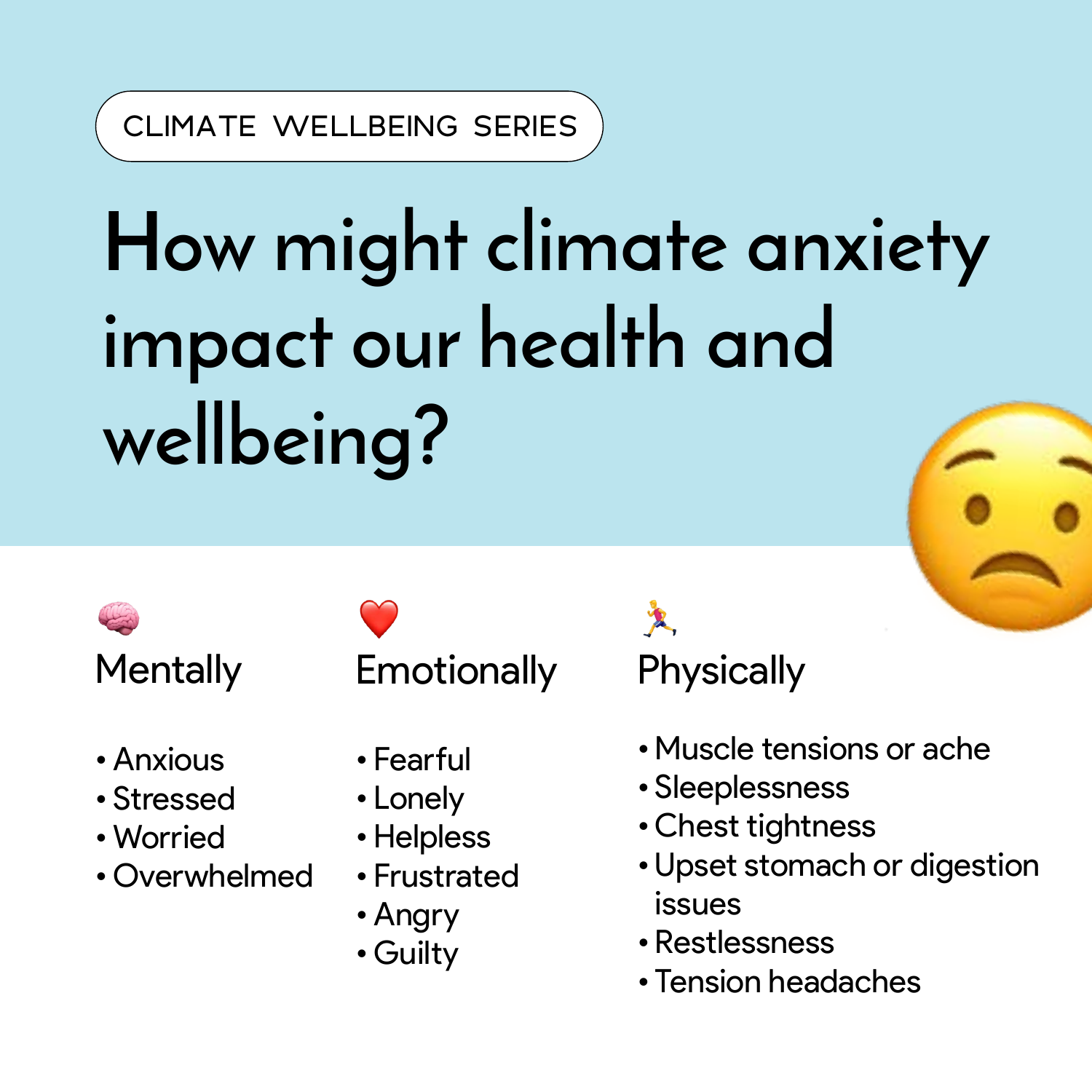CLIMATE WELLBEING SERIES

# How might climate anxiety impact our health and wellbeing?

## 🧠 Mentally

- Anxious
- Stressed
- Worried
- Overwhelmed

## ❤️ Emotionally

- Fearful
- Lonely
- Helpless
- Frustrated
- Angry
- Guilty

## 🏃 Physically

- Muscle tensions or ache
- Sleeplessness
- Chest tightness
- Upset stomach or digestion issues
- Restlessness
- Tension headaches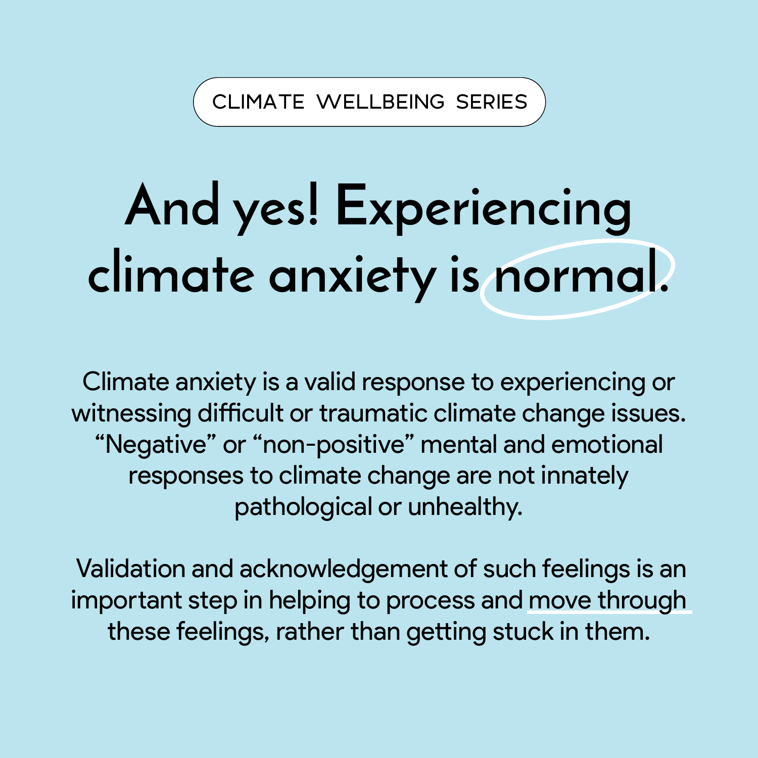CLIMATE WELLBEING SERIES

# And yes! Experiencing climate anxiety is normal.

Climate anxiety is a valid response to experiencing or witnessing difficult or traumatic climate change issues. “Negative” or “non-positive” mental and emotional responses to climate change are not innately pathological or unhealthy.

Validation and acknowledgement of such feelings is an important step in helping to process and move through these feelings, rather than getting stuck in them.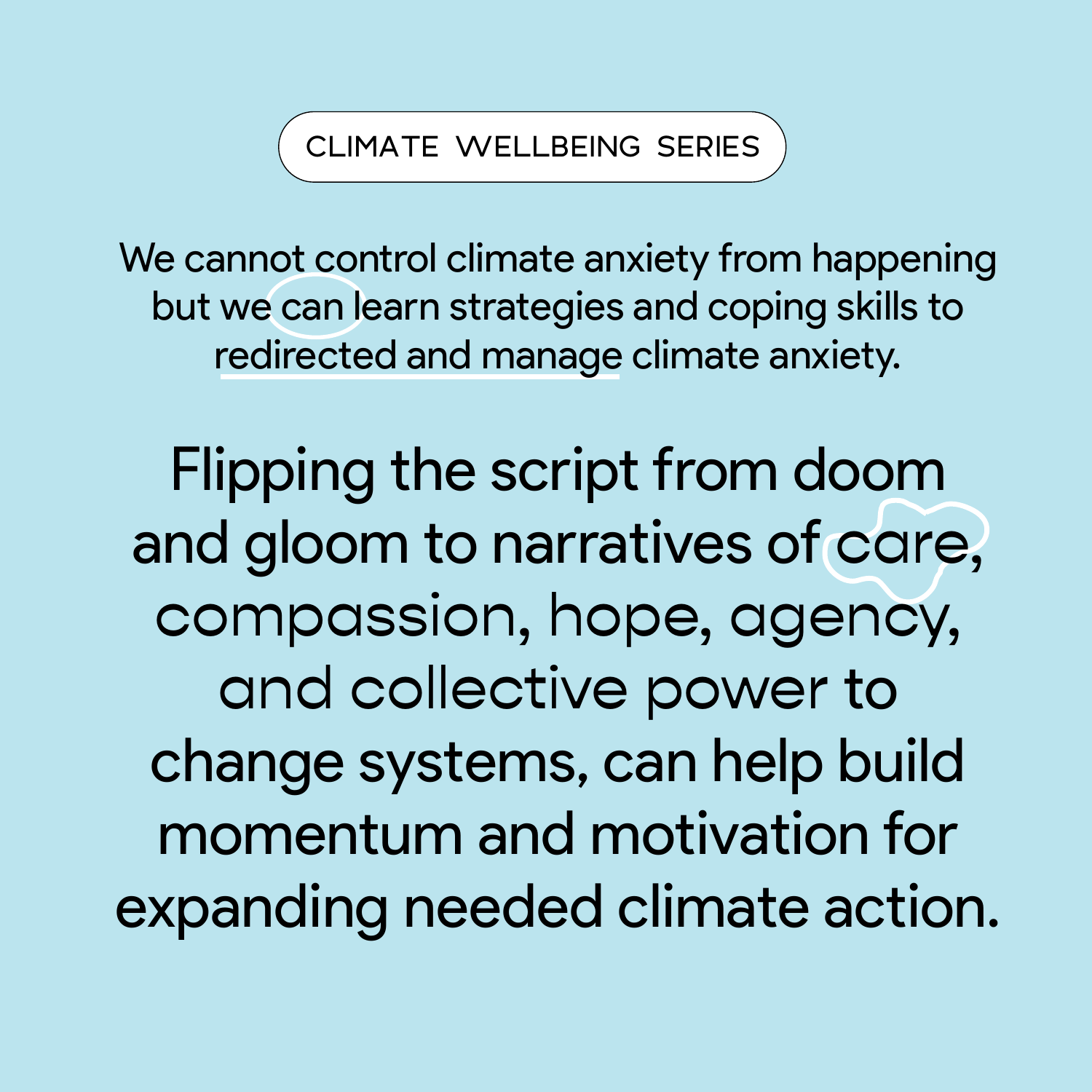CLIMATE WELLBEING SERIES

We cannot control climate anxiety from happening but we can learn strategies and coping skills to redirected and manage climate anxiety.

Flipping the script from doom and gloom to narratives of care, compassion, hope, agency, and collective power to change systems, can help build momentum and motivation for expanding needed climate action.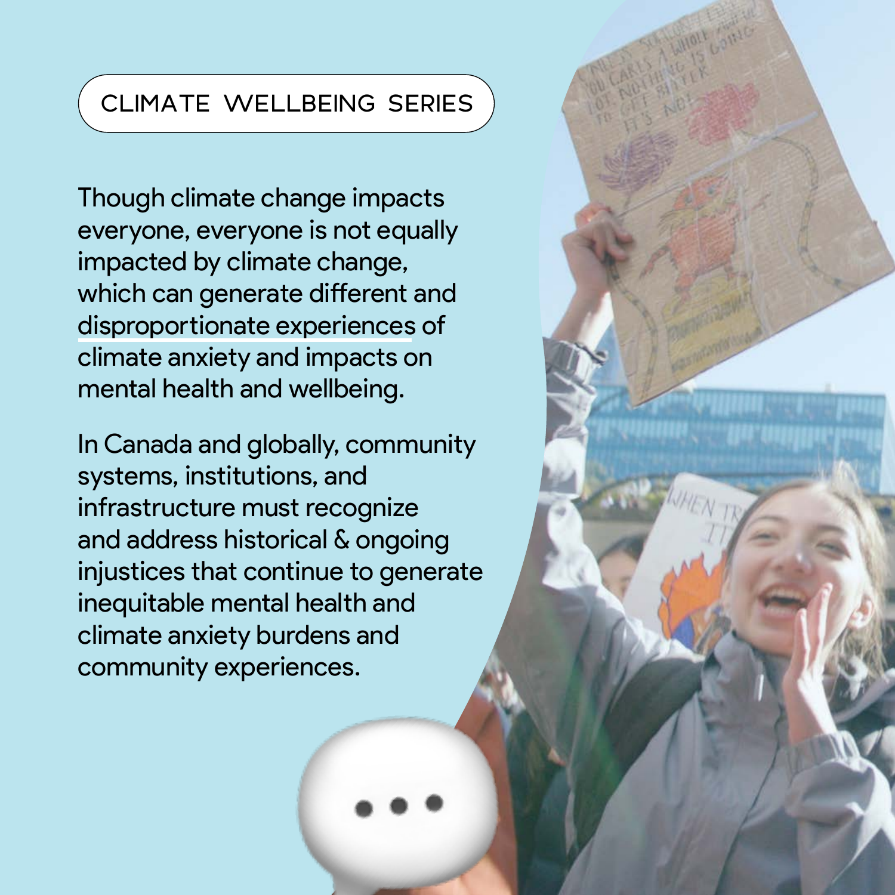CLIMATE WELLBEING SERIES

Though climate change impacts everyone, everyone is not equally impacted by climate change, which can generate different and disproportionate experiences of climate anxiety and impacts on mental health and wellbeing.

In Canada and globally, community systems, institutions, and infrastructure must recognize and address historical & ongoing injustices that continue to generate inequitable mental health and climate anxiety burdens and community experiences.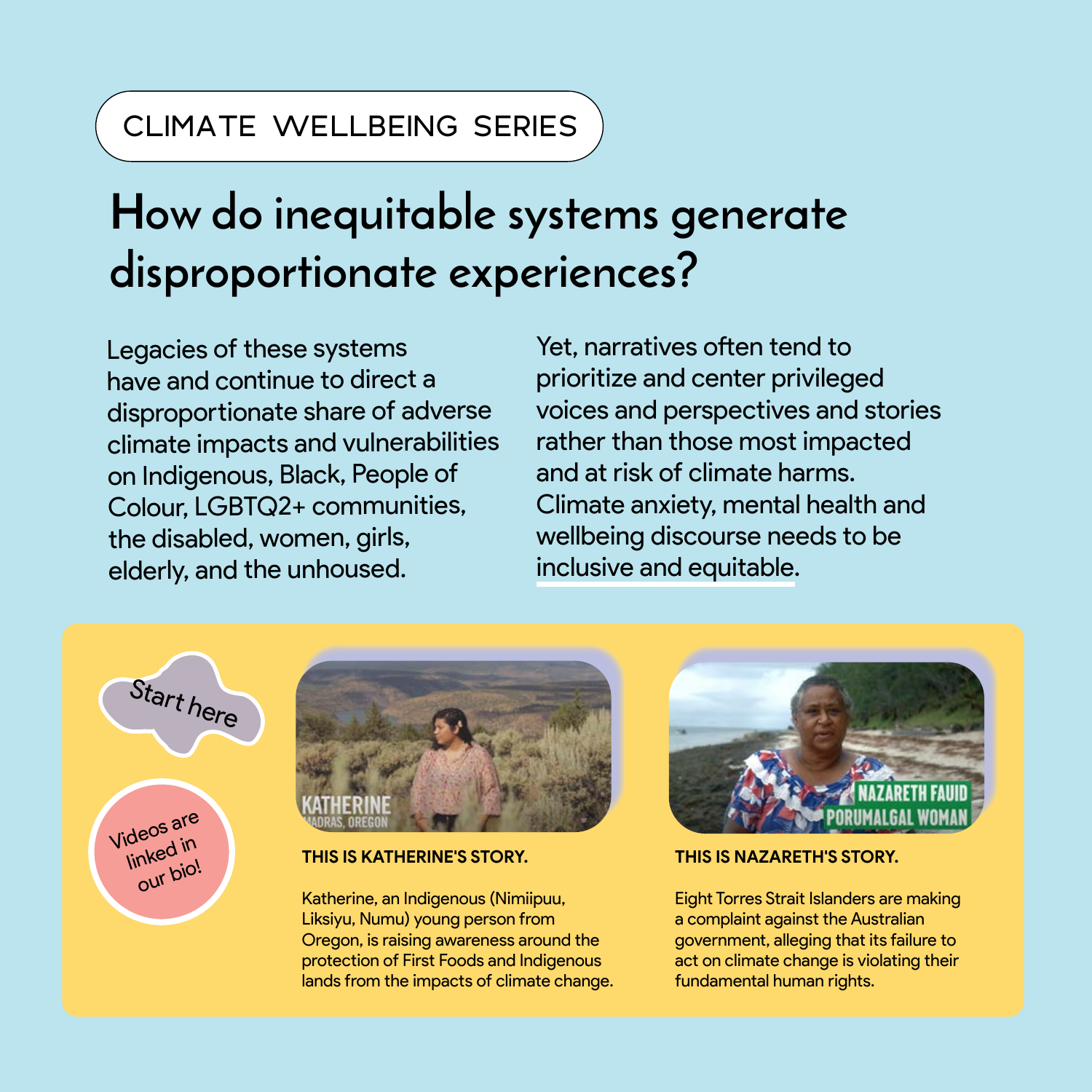CLIMATE WELLBEING SERIES

# How do inequitable systems generate disproportionate experiences?

Legacies of these systems have and continue to direct a disproportionate share of adverse climate impacts and vulnerabilities on Indigenous, Black, People of Colour, LGBTQ2+ communities, the disabled, women, girls, elderly, and the unhoused.

Yet, narratives often tend to prioritize and center privileged voices and perspectives and stories rather than those most impacted and at risk of climate harms. Climate anxiety, mental health and wellbeing discourse needs to be inclusive and equitable.

Start here

Videos are linked in our bio!

KATHERINE
MADRAS, OREGON

**THIS IS KATHERINE'S STORY.**

Katherine, an Indigenous (Nimiipuu, Liksiyu, Numu) young person from Oregon, is raising awareness around the protection of First Foods and Indigenous lands from the impacts of climate change.

NAZARETH FAUID
PORUMALGAL WOMAN

**THIS IS NAZARETH'S STORY.**

Eight Torres Strait Islanders are making a complaint against the Australian government, alleging that its failure to act on climate change is violating their fundamental human rights.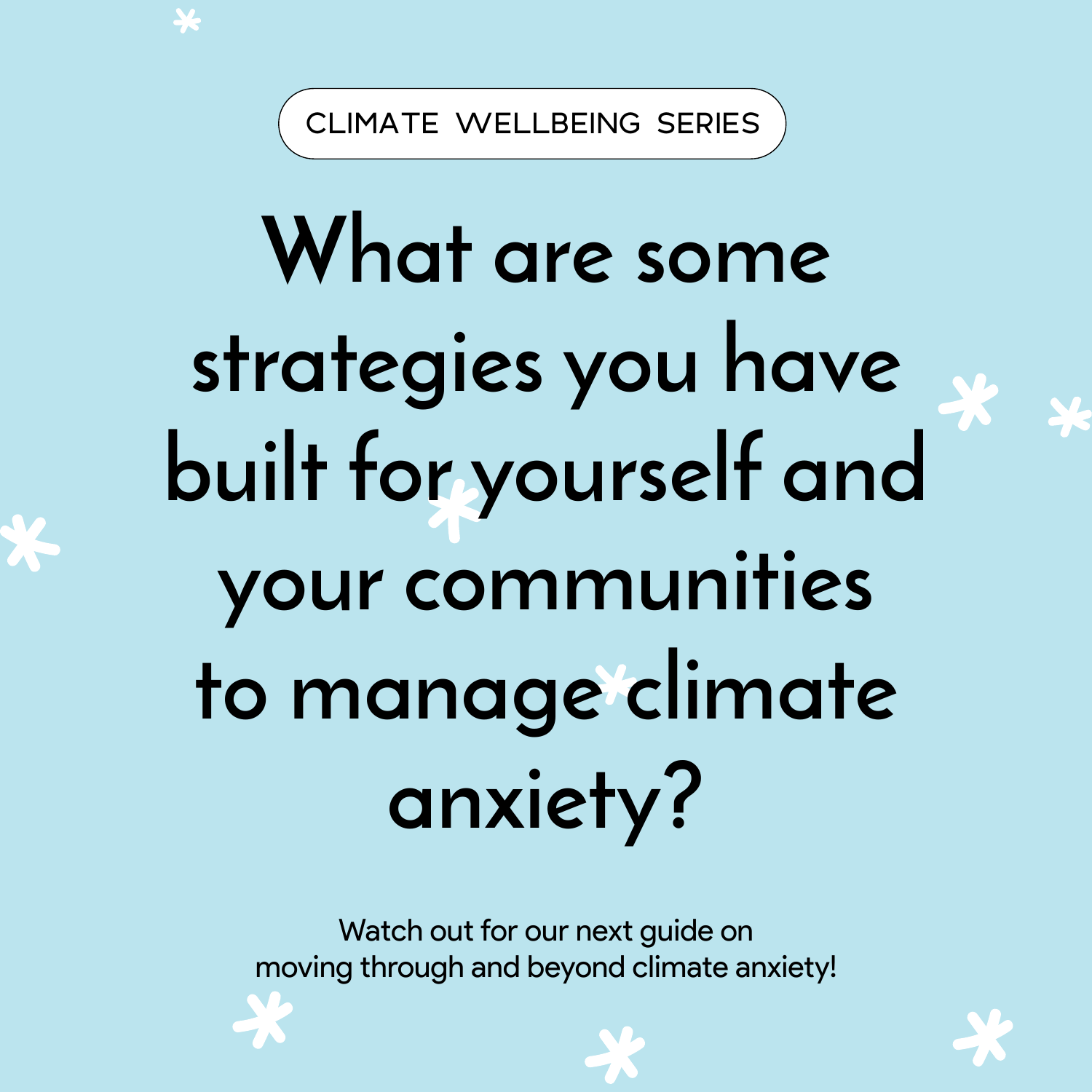CLIMATE WELLBEING SERIES

# What are some strategies you have built for yourself and your communities to manage climate anxiety?

Watch out for our next guide on
moving through and beyond climate anxiety!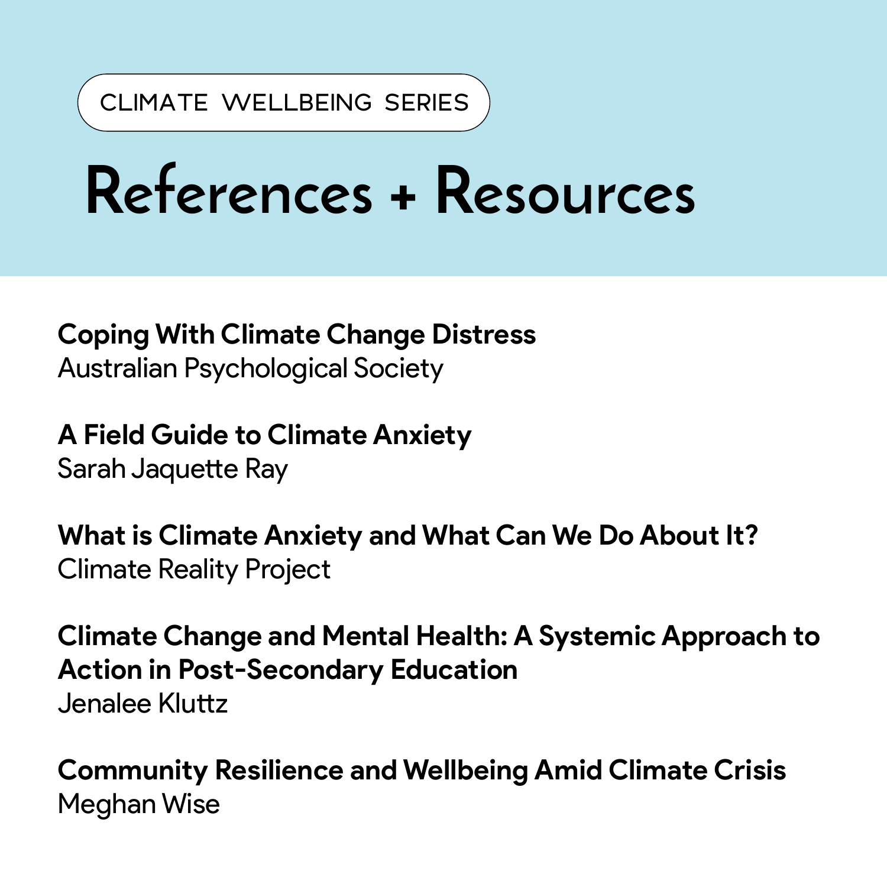CLIMATE WELLBEING SERIES

# References + Resources

**Coping With Climate Change Distress**
Australian Psychological Society

**A Field Guide to Climate Anxiety**
Sarah Jaquette Ray

**What is Climate Anxiety and What Can We Do About It?**
Climate Reality Project

**Climate Change and Mental Health: A Systemic Approach to Action in Post-Secondary Education**
Jenalee Kluttz

**Community Resilience and Wellbeing Amid Climate Crisis**
Meghan Wise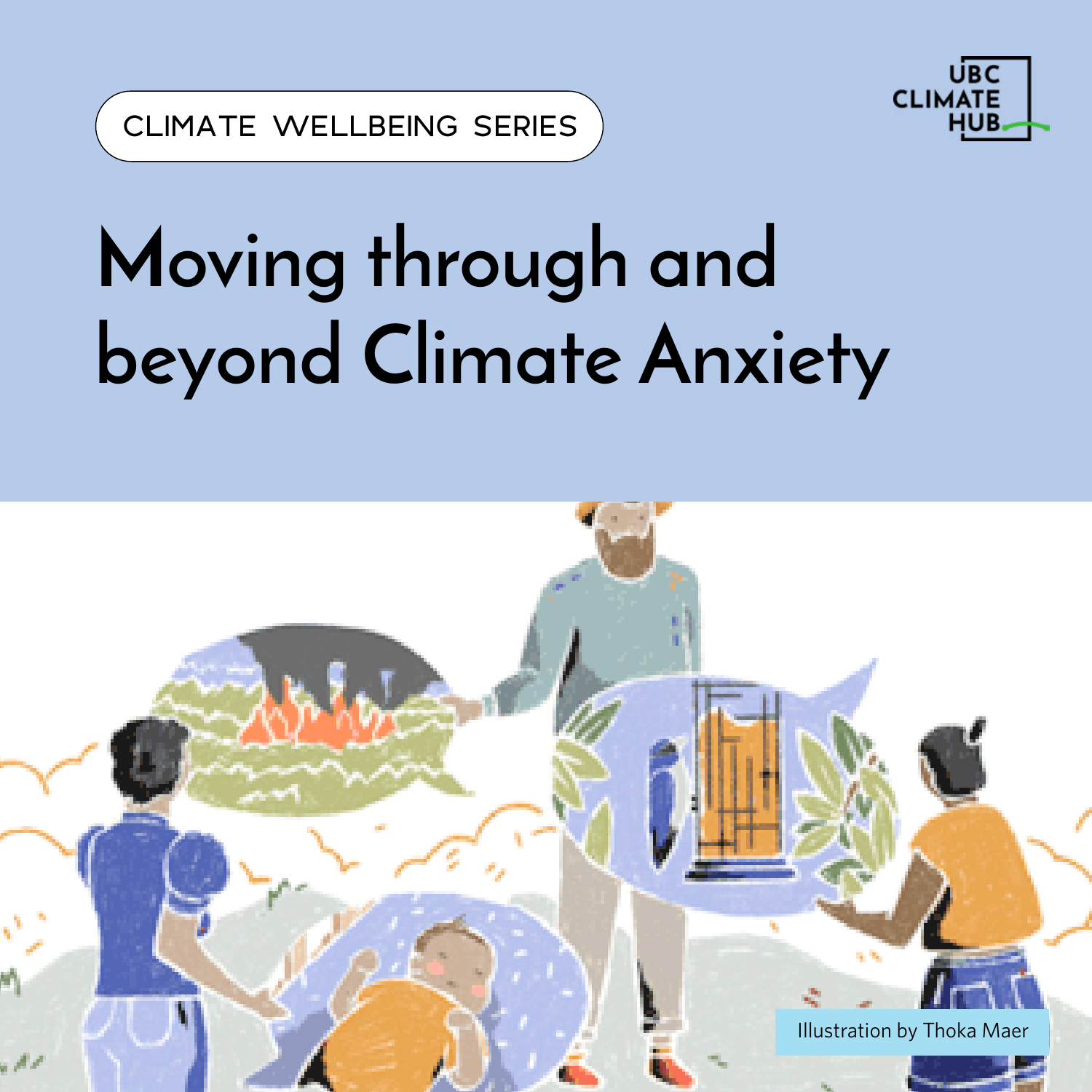CLIMATE WELLBEING SERIES

UBC CLIMATE HUB

# Moving through and beyond Climate Anxiety

Illustration by Thoka Maer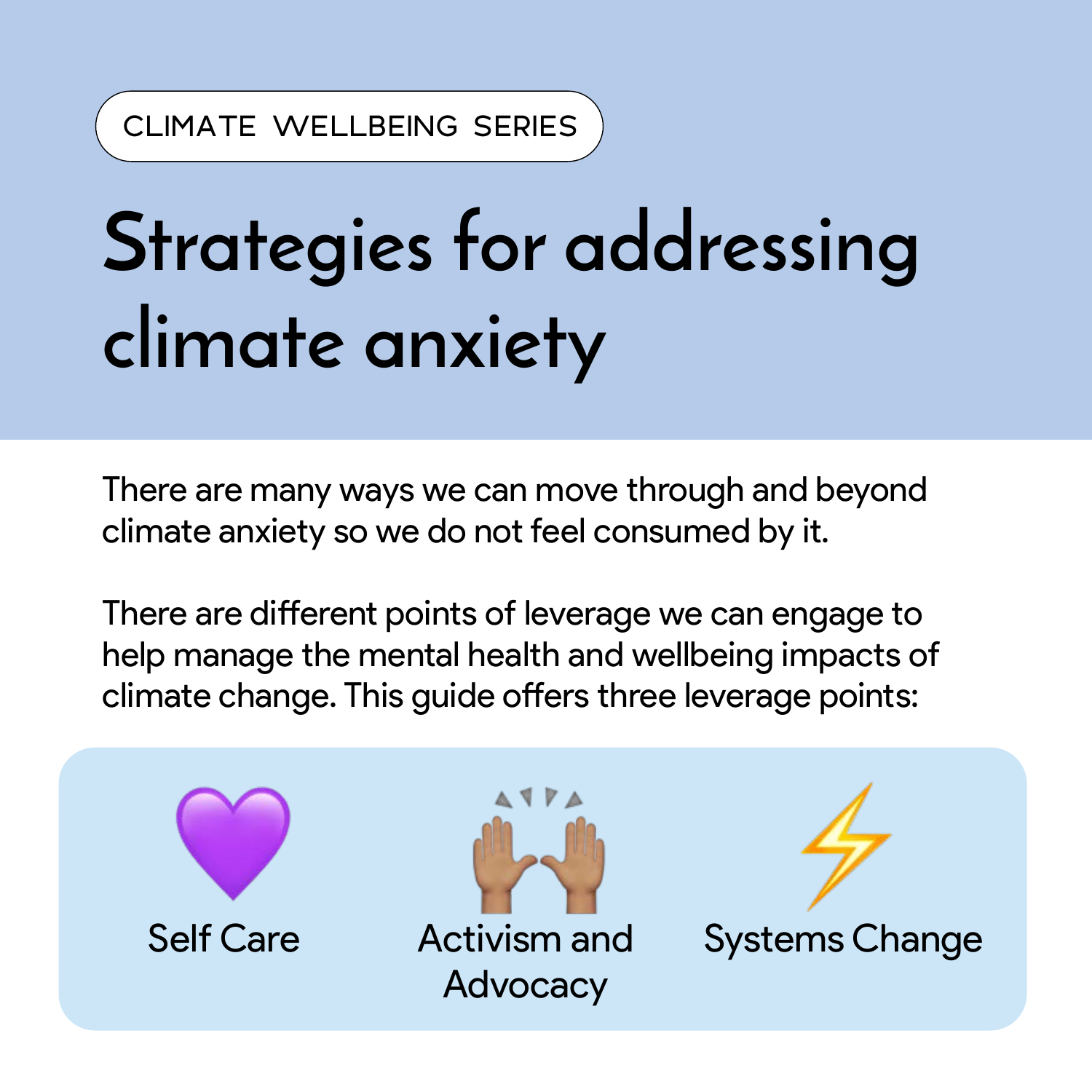CLIMATE WELLBEING SERIES

# Strategies for addressing climate anxiety

There are many ways we can move through and beyond climate anxiety so we do not feel consumed by it.

There are different points of leverage we can engage to help manage the mental health and wellbeing impacts of climate change. This guide offers three leverage points:

- 💜 Self Care
- 🙌 Activism and Advocacy
- ⚡ Systems Change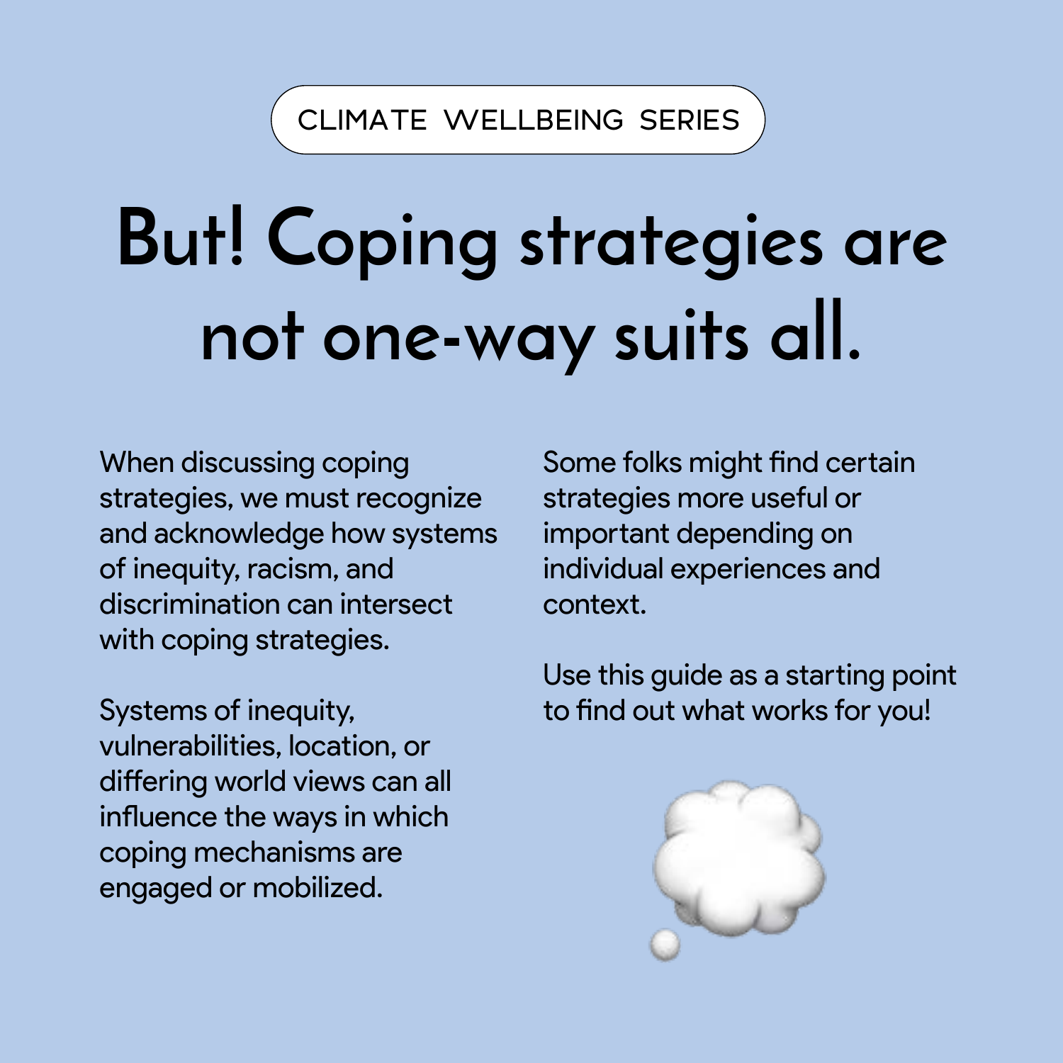CLIMATE WELLBEING SERIES

# But! Coping strategies are not one-way suits all.

When discussing coping strategies, we must recognize and acknowledge how systems of inequity, racism, and discrimination can intersect with coping strategies.

Systems of inequity, vulnerabilities, location, or differing world views can all influence the ways in which coping mechanisms are engaged or mobilized.

Some folks might find certain strategies more useful or important depending on individual experiences and context.

Use this guide as a starting point to find out what works for you!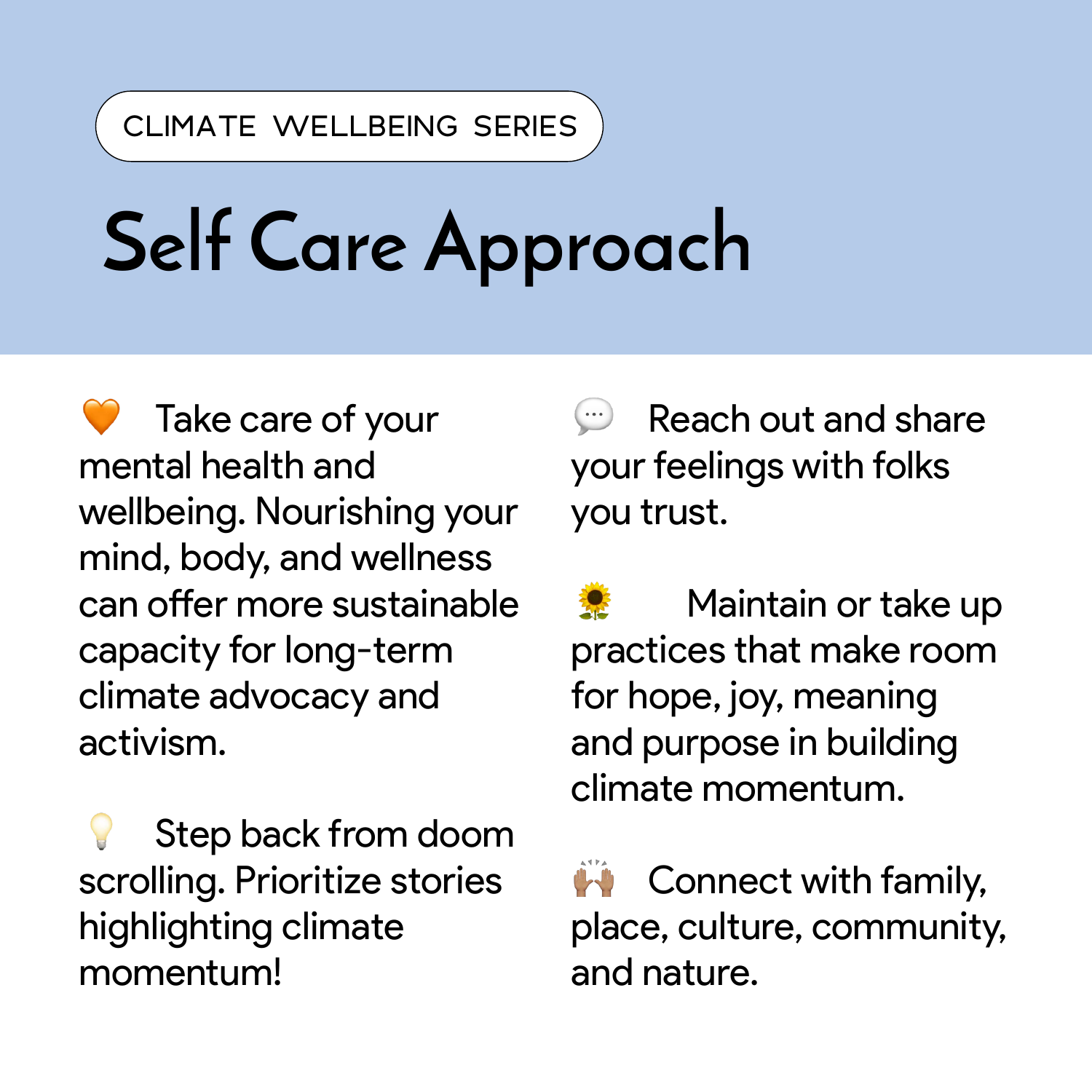CLIMATE WELLBEING SERIES

# Self Care Approach

🧡 Take care of your mental health and wellbeing. Nourishing your mind, body, and wellness can offer more sustainable capacity for long-term climate advocacy and activism.

💡 Step back from doom scrolling. Prioritize stories highlighting climate momentum!

💬 Reach out and share your feelings with folks you trust.

🌻 Maintain or take up practices that make room for hope, joy, meaning and purpose in building climate momentum.

🙌 Connect with family, place, culture, community, and nature.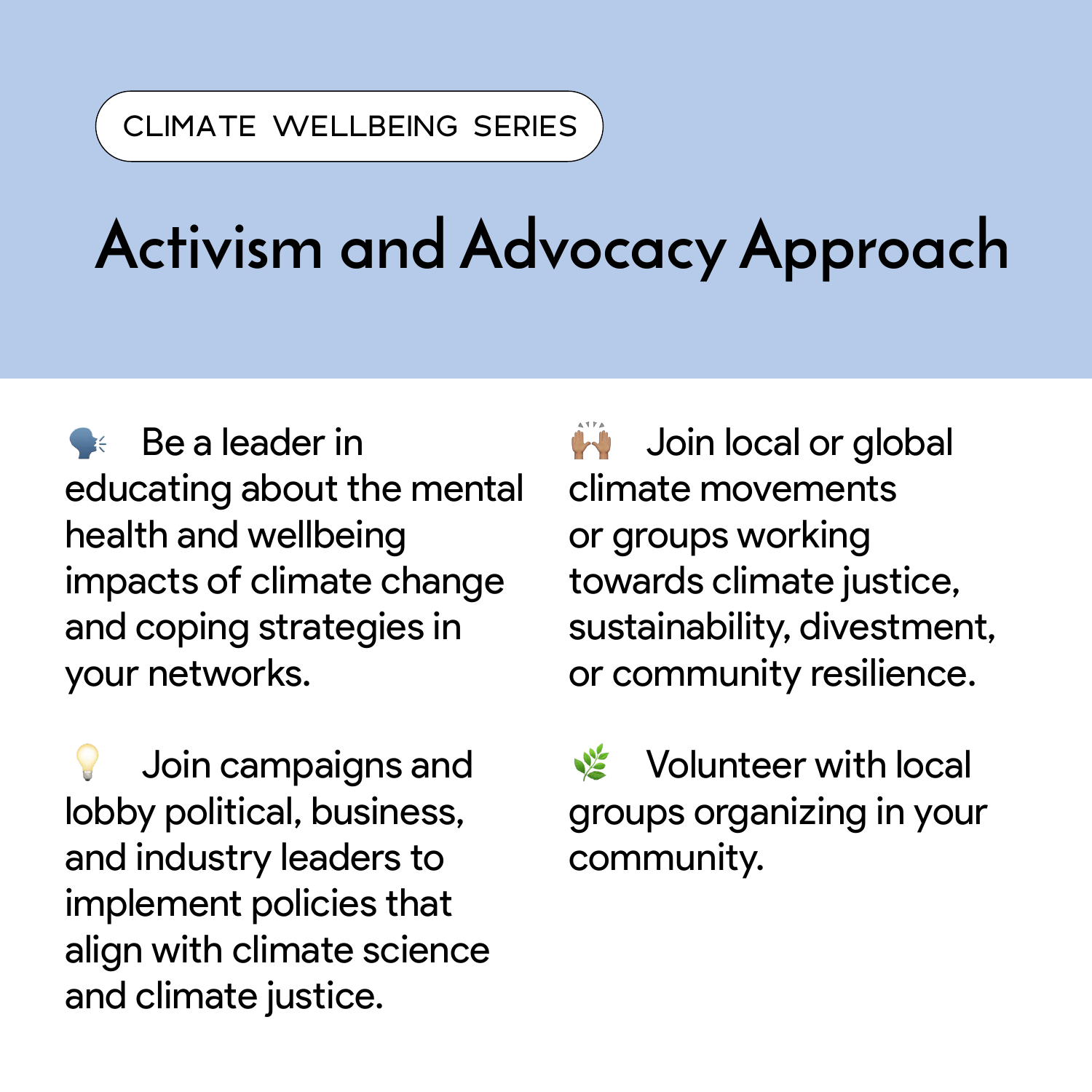CLIMATE WELLBEING SERIES

# Activism and Advocacy Approach

🗣️ Be a leader in educating about the mental health and wellbeing impacts of climate change and coping strategies in your networks.

💡 Join campaigns and lobby political, business, and industry leaders to implement policies that align with climate science and climate justice.

🙌🏽 Join local or global climate movements or groups working towards climate justice, sustainability, divestment, or community resilience.

🌿 Volunteer with local groups organizing in your community.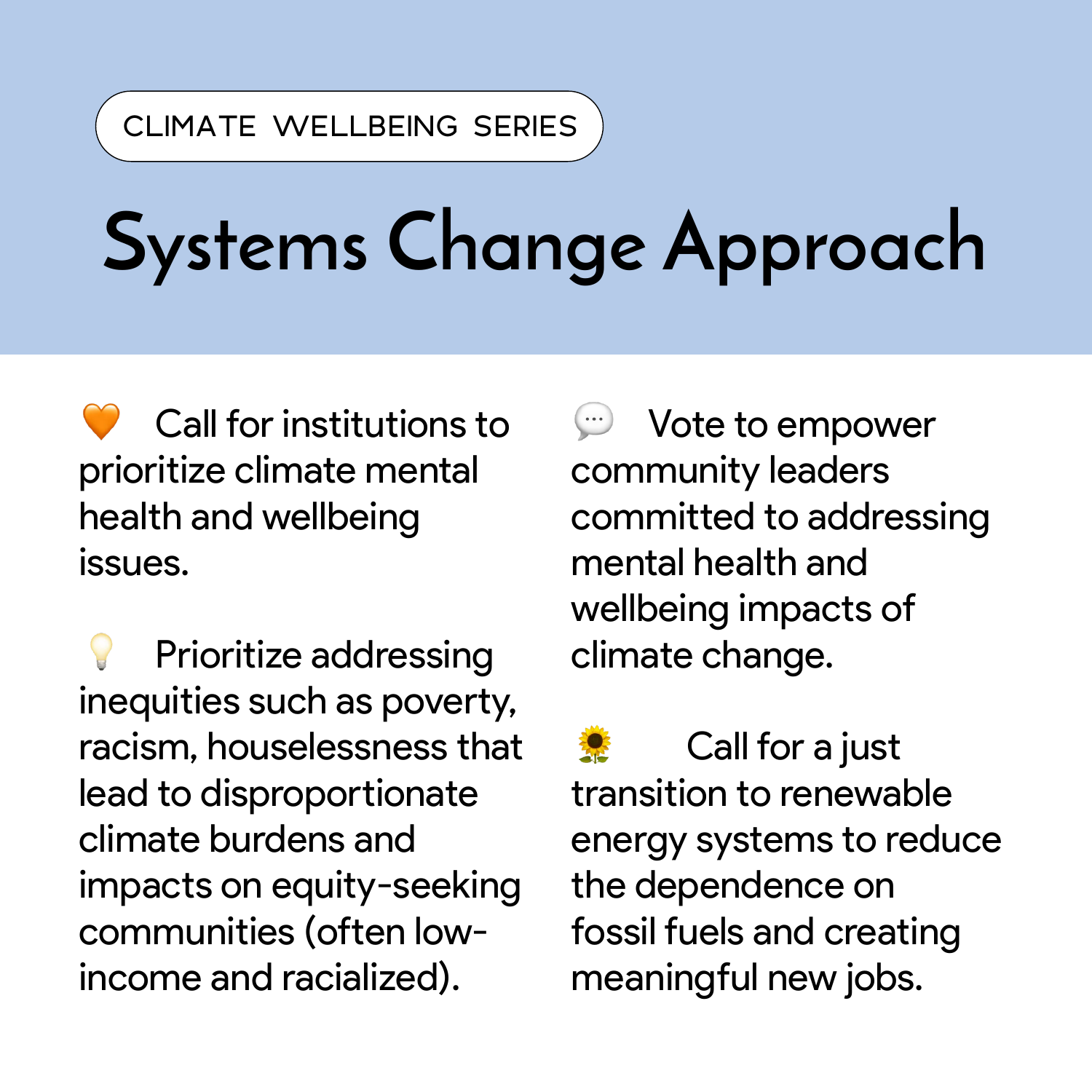CLIMATE WELLBEING SERIES

# Systems Change Approach

- 🧡 Call for institutions to prioritize climate mental health and wellbeing issues.

- 💡 Prioritize addressing inequities such as poverty, racism, houselessness that lead to disproportionate climate burdens and impacts on equity-seeking communities (often low-income and racialized).

- 💬 Vote to empower community leaders committed to addressing mental health and wellbeing impacts of climate change.

- 🌻 Call for a just transition to renewable energy systems to reduce the dependence on fossil fuels and creating meaningful new jobs.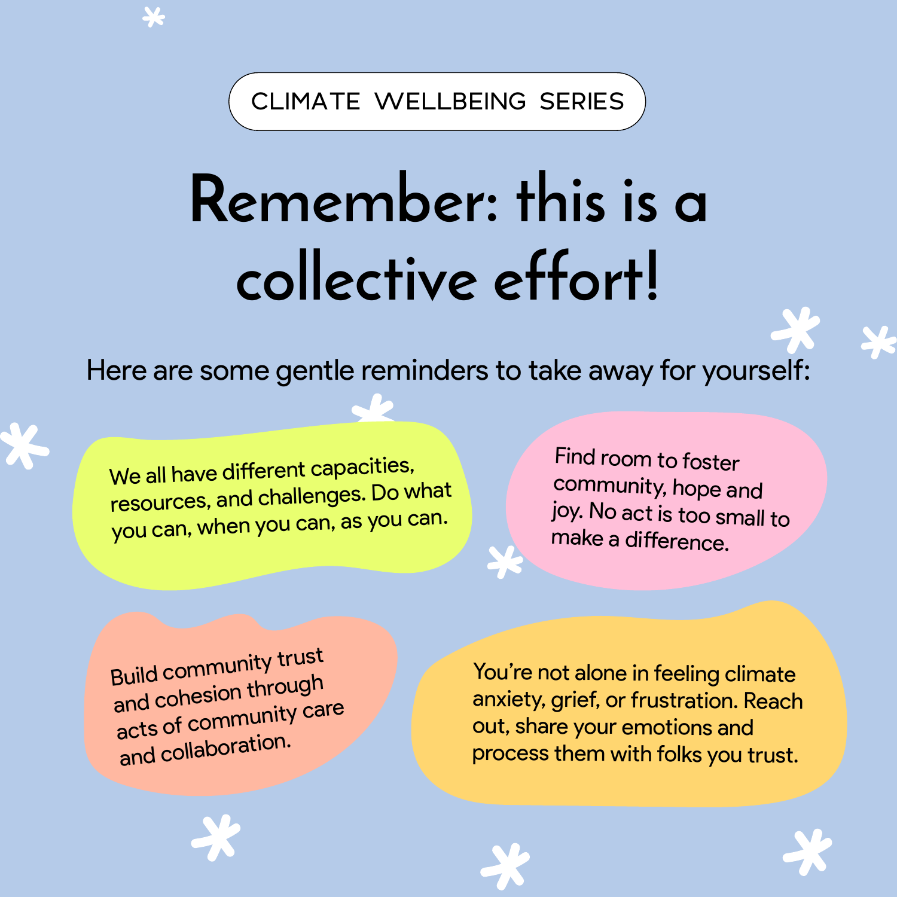CLIMATE WELLBEING SERIES

# Remember: this is a collective effort!

Here are some gentle reminders to take away for yourself:

We all have different capacities, resources, and challenges. Do what you can, when you can, as you can.

Find room to foster community, hope and joy. No act is too small to make a difference.

Build community trust and cohesion through acts of community care and collaboration.

You're not alone in feeling climate anxiety, grief, or frustration. Reach out, share your emotions and process them with folks you trust.